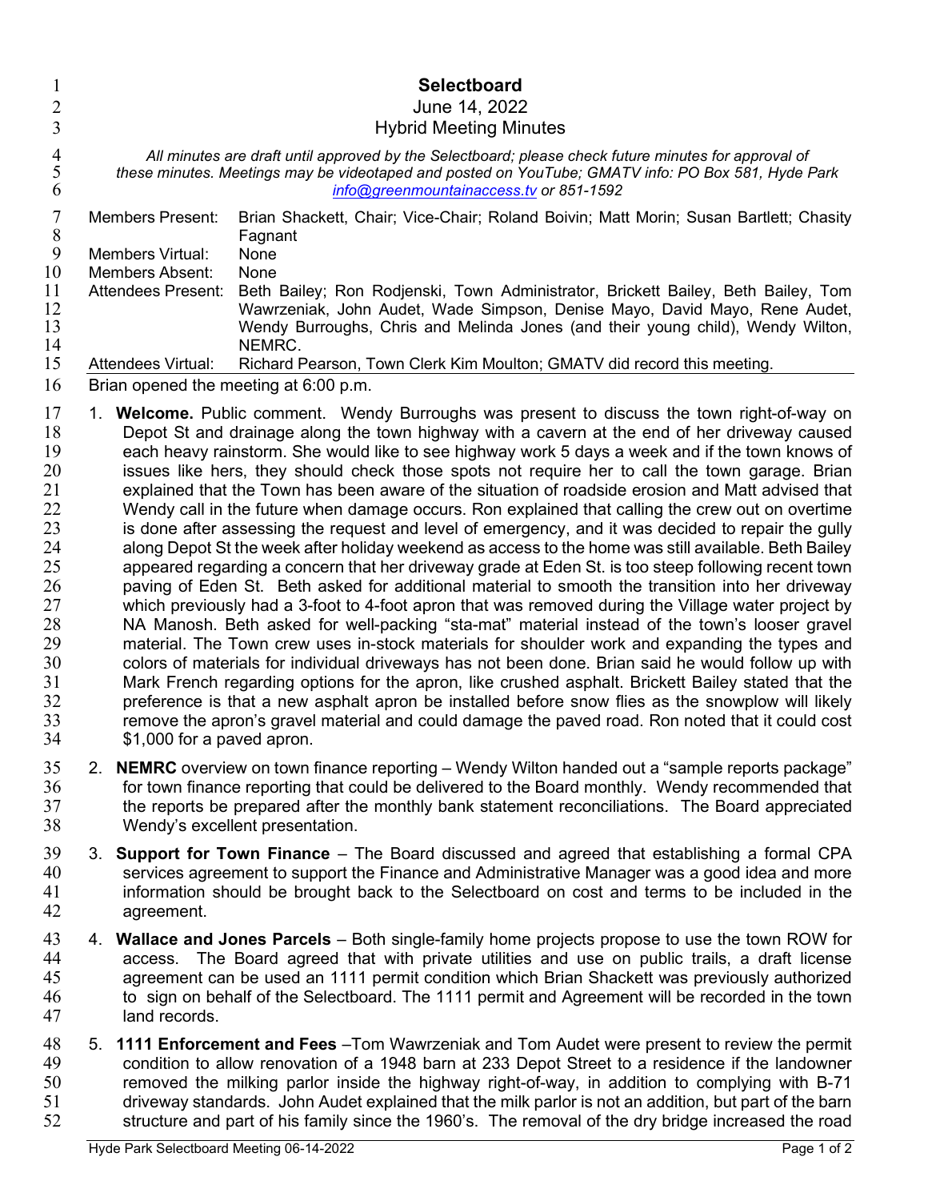# Selectboard

June 14, 2022

Hybrid Meeting Minutes

*All minutes are draft until approved by the Selectboard; please check future minutes for approval of these minutes. Meetings may be videotaped and posted on YouTube; GMATV info: PO Box 581, Hyde Park [info@greenmountainaccess.tv](mailto:info@greenmountainaccess.tv) or 851-1592*

| | |
|---|---|
| Members Present: | Brian Shackett, Chair; Vice-Chair; Roland Boivin; Matt Morin; Susan Bartlett; Chasity Fagnant |
| Members Virtual: | None |
| Members Absent: | None |
| Attendees Present: | Beth Bailey; Ron Rodjenski, Town Administrator, Brickett Bailey, Beth Bailey, Tom Wawrzeniak, John Audet, Wade Simpson, Denise Mayo, David Mayo, Rene Audet, Wendy Burroughs, Chris and Melinda Jones (and their young child), Wendy Wilton, NEMRC. |
| Attendees Virtual: | Richard Pearson, Town Clerk Kim Moulton; GMATV did record this meeting. |

Brian opened the meeting at 6:00 p.m.

1. **Welcome.** Public comment. Wendy Burroughs was present to discuss the town right-of-way on Depot St and drainage along the town highway with a cavern at the end of her driveway caused each heavy rainstorm. She would like to see highway work 5 days a week and if the town knows of issues like hers, they should check those spots not require her to call the town garage. Brian explained that the Town has been aware of the situation of roadside erosion and Matt advised that Wendy call in the future when damage occurs. Ron explained that calling the crew out on overtime is done after assessing the request and level of emergency, and it was decided to repair the gully along Depot St the week after holiday weekend as access to the home was still available. Beth Bailey appeared regarding a concern that her driveway grade at Eden St. is too steep following recent town paving of Eden St. Beth asked for additional material to smooth the transition into her driveway which previously had a 3-foot to 4-foot apron that was removed during the Village water project by NA Manosh. Beth asked for well-packing "sta-mat" material instead of the town's looser gravel material. The Town crew uses in-stock materials for shoulder work and expanding the types and colors of materials for individual driveways has not been done. Brian said he would follow up with Mark French regarding options for the apron, like crushed asphalt. Brickett Bailey stated that the preference is that a new asphalt apron be installed before snow flies as the snowplow will likely remove the apron's gravel material and could damage the paved road. Ron noted that it could cost $1,000 for a paved apron.

2. **NEMRC** overview on town finance reporting – Wendy Wilton handed out a "sample reports package" for town finance reporting that could be delivered to the Board monthly. Wendy recommended that the reports be prepared after the monthly bank statement reconciliations. The Board appreciated Wendy's excellent presentation.

3. **Support for Town Finance** – The Board discussed and agreed that establishing a formal CPA services agreement to support the Finance and Administrative Manager was a good idea and more information should be brought back to the Selectboard on cost and terms to be included in the agreement.

4. **Wallace and Jones Parcels** – Both single-family home projects propose to use the town ROW for access. The Board agreed that with private utilities and use on public trails, a draft license agreement can be used an 1111 permit condition which Brian Shackett was previously authorized to sign on behalf of the Selectboard. The 1111 permit and Agreement will be recorded in the town land records.

5. **1111 Enforcement and Fees** –Tom Wawrzeniak and Tom Audet were present to review the permit condition to allow renovation of a 1948 barn at 233 Depot Street to a residence if the landowner removed the milking parlor inside the highway right-of-way, in addition to complying with B-71 driveway standards. John Audet explained that the milk parlor is not an addition, but part of the barn structure and part of his family since the 1960's. The removal of the dry bridge increased the road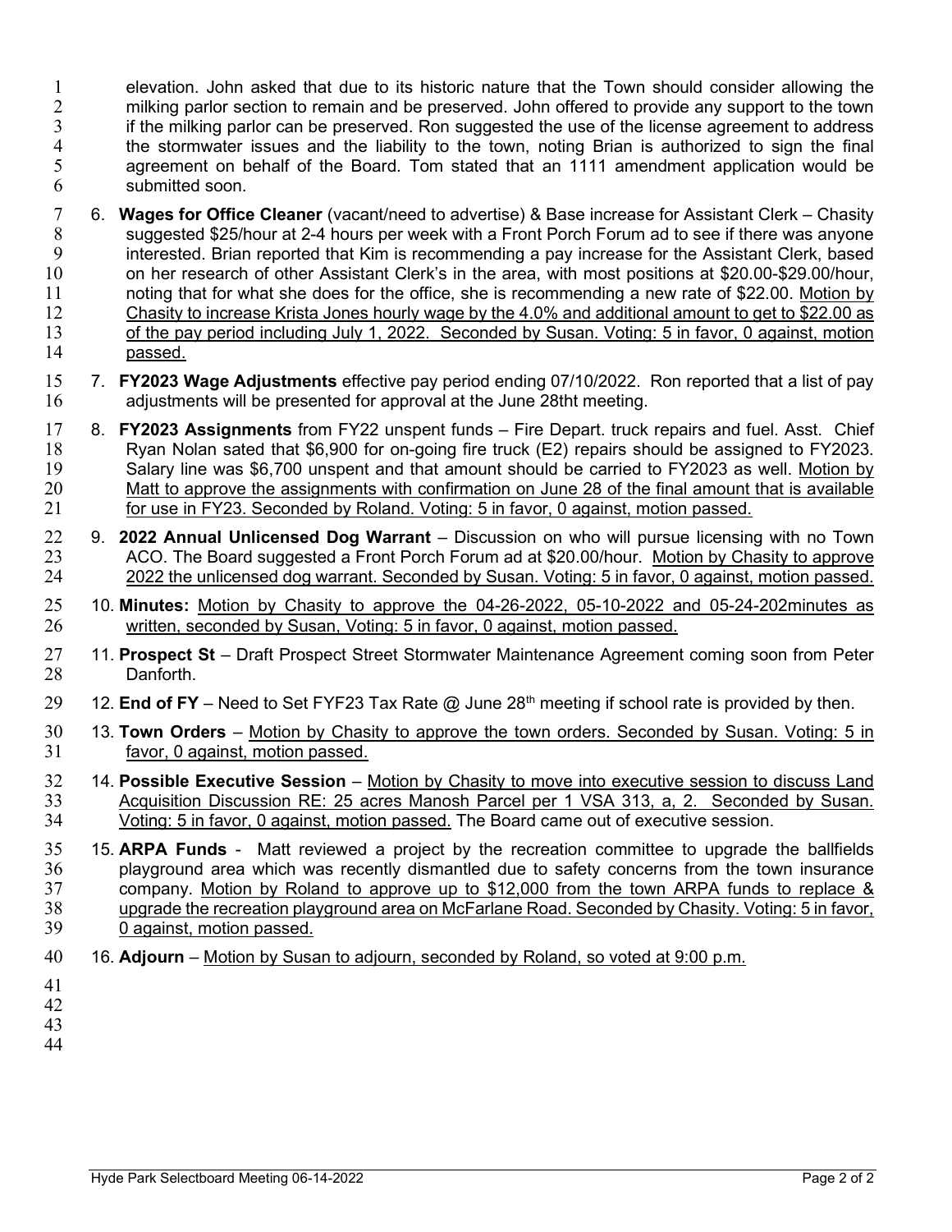elevation. John asked that due to its historic nature that the Town should consider allowing the milking parlor section to remain and be preserved. John offered to provide any support to the town if the milking parlor can be preserved. Ron suggested the use of the license agreement to address the stormwater issues and the liability to the town, noting Brian is authorized to sign the final agreement on behalf of the Board. Tom stated that an 1111 amendment application would be submitted soon.

6. **Wages for Office Cleaner** (vacant/need to advertise) & Base increase for Assistant Clerk – Chasity suggested $25/hour at 2-4 hours per week with a Front Porch Forum ad to see if there was anyone interested. Brian reported that Kim is recommending a pay increase for the Assistant Clerk, based on her research of other Assistant Clerk's in the area, with most positions at $20.00-$29.00/hour, noting that for what she does for the office, she is recommending a new rate of $22.00. Motion by Chasity to increase Krista Jones hourly wage by the 4.0% and additional amount to get to $22.00 as of the pay period including July 1, 2022. Seconded by Susan. Voting: 5 in favor, 0 against, motion passed.

7. **FY2023 Wage Adjustments** effective pay period ending 07/10/2022. Ron reported that a list of pay adjustments will be presented for approval at the June 28tht meeting.

8. **FY2023 Assignments** from FY22 unspent funds – Fire Depart. truck repairs and fuel. Asst. Chief Ryan Nolan sated that $6,900 for on-going fire truck (E2) repairs should be assigned to FY2023. Salary line was $6,700 unspent and that amount should be carried to FY2023 as well. Motion by Matt to approve the assignments with confirmation on June 28 of the final amount that is available for use in FY23. Seconded by Roland. Voting: 5 in favor, 0 against, motion passed.

9. **2022 Annual Unlicensed Dog Warrant** – Discussion on who will pursue licensing with no Town ACO. The Board suggested a Front Porch Forum ad at $20.00/hour. Motion by Chasity to approve 2022 the unlicensed dog warrant. Seconded by Susan. Voting: 5 in favor, 0 against, motion passed.

10. **Minutes:** Motion by Chasity to approve the 04-26-2022, 05-10-2022 and 05-24-202minutes as written, seconded by Susan, Voting: 5 in favor, 0 against, motion passed.

11. **Prospect St** – Draft Prospect Street Stormwater Maintenance Agreement coming soon from Peter Danforth.

12. **End of FY** – Need to Set FYF23 Tax Rate @ June 28th meeting if school rate is provided by then.

13. **Town Orders** – Motion by Chasity to approve the town orders. Seconded by Susan. Voting: 5 in favor, 0 against, motion passed.

14. **Possible Executive Session** – Motion by Chasity to move into executive session to discuss Land Acquisition Discussion RE: 25 acres Manosh Parcel per 1 VSA 313, a, 2. Seconded by Susan. Voting: 5 in favor, 0 against, motion passed. The Board came out of executive session.

15. **ARPA Funds** - Matt reviewed a project by the recreation committee to upgrade the ballfields playground area which was recently dismantled due to safety concerns from the town insurance company. Motion by Roland to approve up to $12,000 from the town ARPA funds to replace & upgrade the recreation playground area on McFarlane Road. Seconded by Chasity. Voting: 5 in favor, 0 against, motion passed.

16. **Adjourn** – Motion by Susan to adjourn, seconded by Roland, so voted at 9:00 p.m.